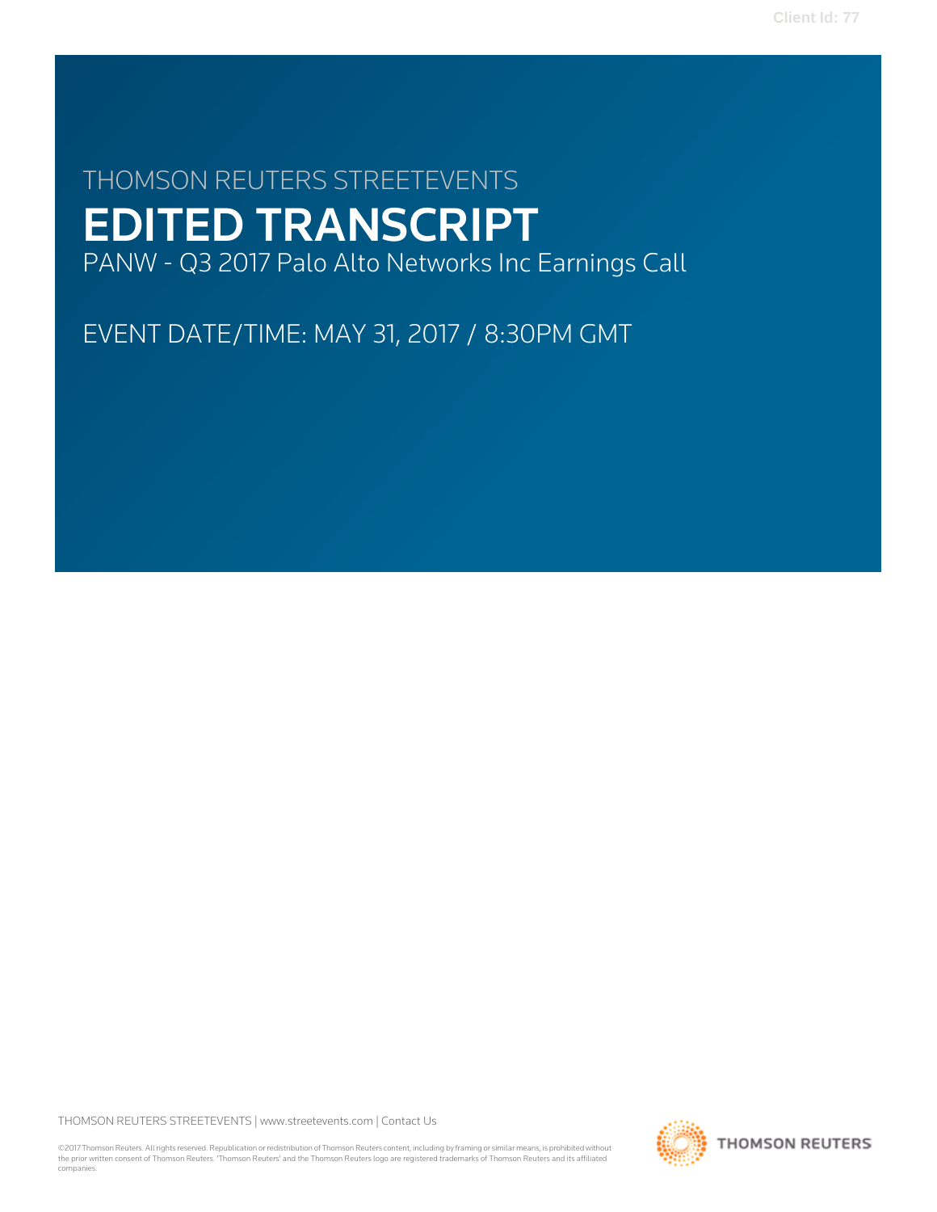THOMSON REUTERS STREETEVENTS

# EDITED TRANSCRIPT

PANW - Q3 2017 Palo Alto Networks Inc Earnings Call

EVENT DATE/TIME: MAY 31, 2017 / 8:30PM GMT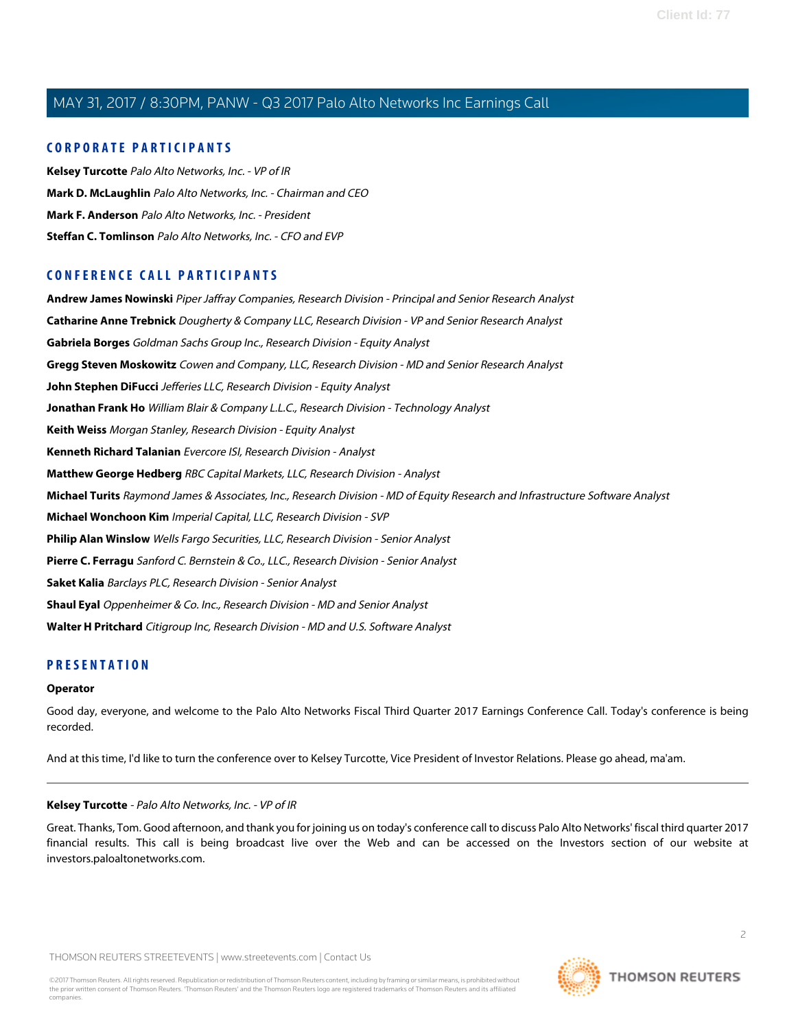## CORPORATE PARTICIPANTS

**Kelsey Turcotte** *Palo Alto Networks, Inc. - VP of IR*

**Mark D. McLaughlin** *Palo Alto Networks, Inc. - Chairman and CEO*

**Mark F. Anderson** *Palo Alto Networks, Inc. - President*

**Steffan C. Tomlinson** *Palo Alto Networks, Inc. - CFO and EVP*

## CONFERENCE CALL PARTICIPANTS

**Andrew James Nowinski** *Piper Jaffray Companies, Research Division - Principal and Senior Research Analyst*

**Catharine Anne Trebnick** *Dougherty & Company LLC, Research Division - VP and Senior Research Analyst*

**Gabriela Borges** *Goldman Sachs Group Inc., Research Division - Equity Analyst*

**Gregg Steven Moskowitz** *Cowen and Company, LLC, Research Division - MD and Senior Research Analyst*

**John Stephen DiFucci** *Jefferies LLC, Research Division - Equity Analyst*

**Jonathan Frank Ho** *William Blair & Company L.L.C., Research Division - Technology Analyst*

**Keith Weiss** *Morgan Stanley, Research Division - Equity Analyst*

**Kenneth Richard Talanian** *Evercore ISI, Research Division - Analyst*

**Matthew George Hedberg** *RBC Capital Markets, LLC, Research Division - Analyst*

**Michael Turits** *Raymond James & Associates, Inc., Research Division - MD of Equity Research and Infrastructure Software Analyst*

**Michael Wonchoon Kim** *Imperial Capital, LLC, Research Division - SVP*

**Philip Alan Winslow** *Wells Fargo Securities, LLC, Research Division - Senior Analyst*

**Pierre C. Ferragu** *Sanford C. Bernstein & Co., LLC., Research Division - Senior Analyst*

**Saket Kalia** *Barclays PLC, Research Division - Senior Analyst*

**Shaul Eyal** *Oppenheimer & Co. Inc., Research Division - MD and Senior Analyst*

**Walter H Pritchard** *Citigroup Inc, Research Division - MD and U.S. Software Analyst*

## PRESENTATION

**Operator**

Good day, everyone, and welcome to the Palo Alto Networks Fiscal Third Quarter 2017 Earnings Conference Call. Today's conference is being recorded.

And at this time, I'd like to turn the conference over to Kelsey Turcotte, Vice President of Investor Relations. Please go ahead, ma'am.

---

**Kelsey Turcotte** *- Palo Alto Networks, Inc. - VP of IR*

Great. Thanks, Tom. Good afternoon, and thank you for joining us on today's conference call to discuss Palo Alto Networks' fiscal third quarter 2017 financial results. This call is being broadcast live over the Web and can be accessed on the Investors section of our website at investors.paloaltonetworks.com.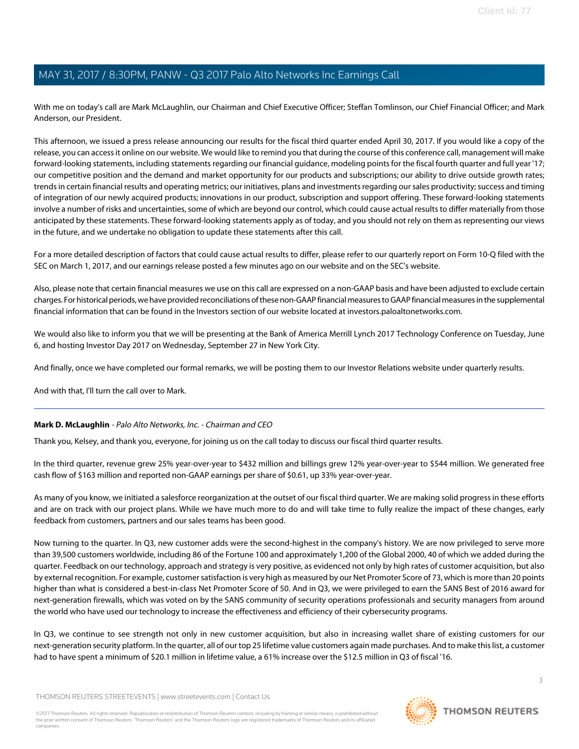With me on today's call are Mark McLaughlin, our Chairman and Chief Executive Officer; Steffan Tomlinson, our Chief Financial Officer; and Mark Anderson, our President.

This afternoon, we issued a press release announcing our results for the fiscal third quarter ended April 30, 2017. If you would like a copy of the release, you can access it online on our website. We would like to remind you that during the course of this conference call, management will make forward-looking statements, including statements regarding our financial guidance, modeling points for the fiscal fourth quarter and full year '17; our competitive position and the demand and market opportunity for our products and subscriptions; our ability to drive outside growth rates; trends in certain financial results and operating metrics; our initiatives, plans and investments regarding our sales productivity; success and timing of integration of our newly acquired products; innovations in our product, subscription and support offering. These forward-looking statements involve a number of risks and uncertainties, some of which are beyond our control, which could cause actual results to differ materially from those anticipated by these statements. These forward-looking statements apply as of today, and you should not rely on them as representing our views in the future, and we undertake no obligation to update these statements after this call.

For a more detailed description of factors that could cause actual results to differ, please refer to our quarterly report on Form 10-Q filed with the SEC on March 1, 2017, and our earnings release posted a few minutes ago on our website and on the SEC's website.

Also, please note that certain financial measures we use on this call are expressed on a non-GAAP basis and have been adjusted to exclude certain charges. For historical periods, we have provided reconciliations of these non-GAAP financial measures to GAAP financial measures in the supplemental financial information that can be found in the Investors section of our website located at investors.paloaltonetworks.com.

We would also like to inform you that we will be presenting at the Bank of America Merrill Lynch 2017 Technology Conference on Tuesday, June 6, and hosting Investor Day 2017 on Wednesday, September 27 in New York City.

And finally, once we have completed our formal remarks, we will be posting them to our Investor Relations website under quarterly results.

And with that, I'll turn the call over to Mark.

---

**Mark D. McLaughlin** - *Palo Alto Networks, Inc. - Chairman and CEO*

Thank you, Kelsey, and thank you, everyone, for joining us on the call today to discuss our fiscal third quarter results.

In the third quarter, revenue grew 25% year-over-year to $432 million and billings grew 12% year-over-year to $544 million. We generated free cash flow of $163 million and reported non-GAAP earnings per share of $0.61, up 33% year-over-year.

As many of you know, we initiated a salesforce reorganization at the outset of our fiscal third quarter. We are making solid progress in these efforts and are on track with our project plans. While we have much more to do and will take time to fully realize the impact of these changes, early feedback from customers, partners and our sales teams has been good.

Now turning to the quarter. In Q3, new customer adds were the second-highest in the company's history. We are now privileged to serve more than 39,500 customers worldwide, including 86 of the Fortune 100 and approximately 1,200 of the Global 2000, 40 of which we added during the quarter. Feedback on our technology, approach and strategy is very positive, as evidenced not only by high rates of customer acquisition, but also by external recognition. For example, customer satisfaction is very high as measured by our Net Promoter Score of 73, which is more than 20 points higher than what is considered a best-in-class Net Promoter Score of 50. And in Q3, we were privileged to earn the SANS Best of 2016 award for next-generation firewalls, which was voted on by the SANS community of security operations professionals and security managers from around the world who have used our technology to increase the effectiveness and efficiency of their cybersecurity programs.

In Q3, we continue to see strength not only in new customer acquisition, but also in increasing wallet share of existing customers for our next-generation security platform. In the quarter, all of our top 25 lifetime value customers again made purchases. And to make this list, a customer had to have spent a minimum of $20.1 million in lifetime value, a 61% increase over the $12.5 million in Q3 of fiscal '16.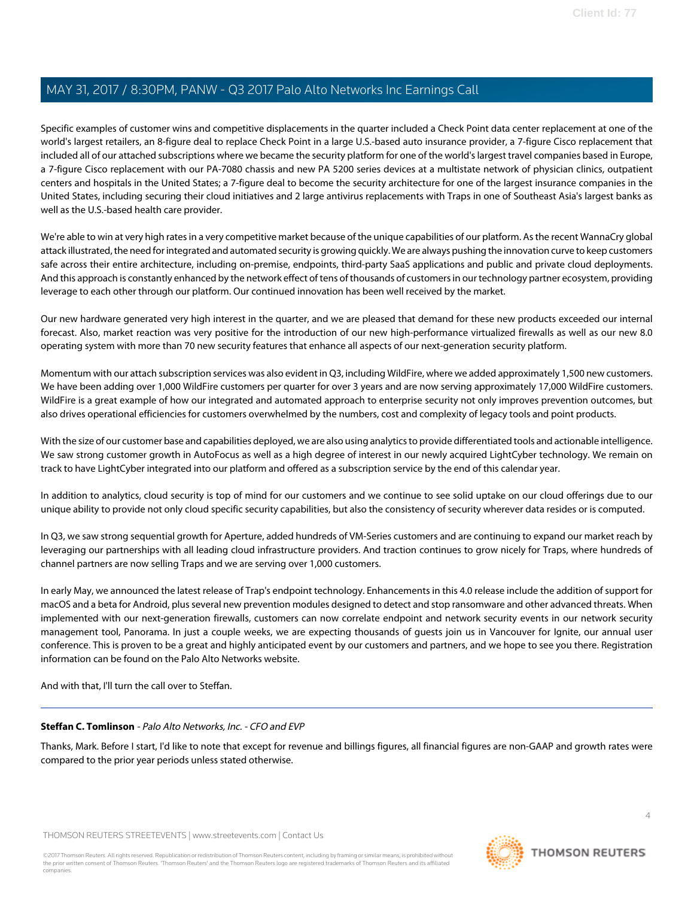Specific examples of customer wins and competitive displacements in the quarter included a Check Point data center replacement at one of the world's largest retailers, an 8-figure deal to replace Check Point in a large U.S.-based auto insurance provider, a 7-figure Cisco replacement that included all of our attached subscriptions where we became the security platform for one of the world's largest travel companies based in Europe, a 7-figure Cisco replacement with our PA-7080 chassis and new PA 5200 series devices at a multistate network of physician clinics, outpatient centers and hospitals in the United States; a 7-figure deal to become the security architecture for one of the largest insurance companies in the United States, including securing their cloud initiatives and 2 large antivirus replacements with Traps in one of Southeast Asia's largest banks as well as the U.S.-based health care provider.

We're able to win at very high rates in a very competitive market because of the unique capabilities of our platform. As the recent WannaCry global attack illustrated, the need for integrated and automated security is growing quickly. We are always pushing the innovation curve to keep customers safe across their entire architecture, including on-premise, endpoints, third-party SaaS applications and public and private cloud deployments. And this approach is constantly enhanced by the network effect of tens of thousands of customers in our technology partner ecosystem, providing leverage to each other through our platform. Our continued innovation has been well received by the market.

Our new hardware generated very high interest in the quarter, and we are pleased that demand for these new products exceeded our internal forecast. Also, market reaction was very positive for the introduction of our new high-performance virtualized firewalls as well as our new 8.0 operating system with more than 70 new security features that enhance all aspects of our next-generation security platform.

Momentum with our attach subscription services was also evident in Q3, including WildFire, where we added approximately 1,500 new customers. We have been adding over 1,000 WildFire customers per quarter for over 3 years and are now serving approximately 17,000 WildFire customers. WildFire is a great example of how our integrated and automated approach to enterprise security not only improves prevention outcomes, but also drives operational efficiencies for customers overwhelmed by the numbers, cost and complexity of legacy tools and point products.

With the size of our customer base and capabilities deployed, we are also using analytics to provide differentiated tools and actionable intelligence. We saw strong customer growth in AutoFocus as well as a high degree of interest in our newly acquired LightCyber technology. We remain on track to have LightCyber integrated into our platform and offered as a subscription service by the end of this calendar year.

In addition to analytics, cloud security is top of mind for our customers and we continue to see solid uptake on our cloud offerings due to our unique ability to provide not only cloud specific security capabilities, but also the consistency of security wherever data resides or is computed.

In Q3, we saw strong sequential growth for Aperture, added hundreds of VM-Series customers and are continuing to expand our market reach by leveraging our partnerships with all leading cloud infrastructure providers. And traction continues to grow nicely for Traps, where hundreds of channel partners are now selling Traps and we are serving over 1,000 customers.

In early May, we announced the latest release of Trap's endpoint technology. Enhancements in this 4.0 release include the addition of support for macOS and a beta for Android, plus several new prevention modules designed to detect and stop ransomware and other advanced threats. When implemented with our next-generation firewalls, customers can now correlate endpoint and network security events in our network security management tool, Panorama. In just a couple weeks, we are expecting thousands of guests join us in Vancouver for Ignite, our annual user conference. This is proven to be a great and highly anticipated event by our customers and partners, and we hope to see you there. Registration information can be found on the Palo Alto Networks website.

And with that, I'll turn the call over to Steffan.

---

**Steffan C. Tomlinson** - *Palo Alto Networks, Inc. - CFO and EVP*

Thanks, Mark. Before I start, I'd like to note that except for revenue and billings figures, all financial figures are non-GAAP and growth rates were compared to the prior year periods unless stated otherwise.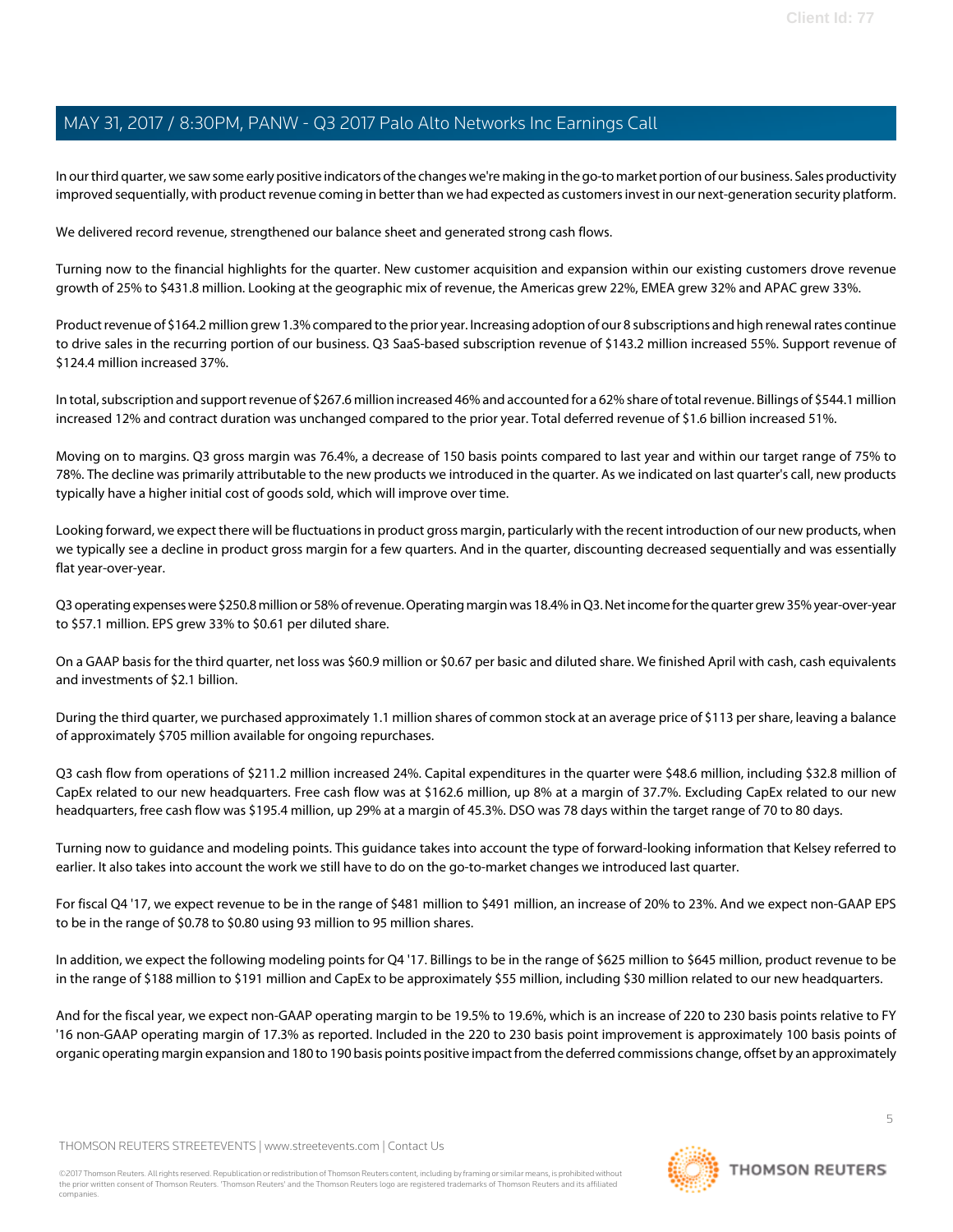In our third quarter, we saw some early positive indicators of the changes we're making in the go-to market portion of our business. Sales productivity improved sequentially, with product revenue coming in better than we had expected as customers invest in our next-generation security platform.

We delivered record revenue, strengthened our balance sheet and generated strong cash flows.

Turning now to the financial highlights for the quarter. New customer acquisition and expansion within our existing customers drove revenue growth of 25% to $431.8 million. Looking at the geographic mix of revenue, the Americas grew 22%, EMEA grew 32% and APAC grew 33%.

Product revenue of $164.2 million grew 1.3% compared to the prior year. Increasing adoption of our 8 subscriptions and high renewal rates continue to drive sales in the recurring portion of our business. Q3 SaaS-based subscription revenue of $143.2 million increased 55%. Support revenue of $124.4 million increased 37%.

In total, subscription and support revenue of $267.6 million increased 46% and accounted for a 62% share of total revenue. Billings of $544.1 million increased 12% and contract duration was unchanged compared to the prior year. Total deferred revenue of $1.6 billion increased 51%.

Moving on to margins. Q3 gross margin was 76.4%, a decrease of 150 basis points compared to last year and within our target range of 75% to 78%. The decline was primarily attributable to the new products we introduced in the quarter. As we indicated on last quarter's call, new products typically have a higher initial cost of goods sold, which will improve over time.

Looking forward, we expect there will be fluctuations in product gross margin, particularly with the recent introduction of our new products, when we typically see a decline in product gross margin for a few quarters. And in the quarter, discounting decreased sequentially and was essentially flat year-over-year.

Q3 operating expenses were $250.8 million or 58% of revenue. Operating margin was 18.4% in Q3. Net income for the quarter grew 35% year-over-year to $57.1 million. EPS grew 33% to $0.61 per diluted share.

On a GAAP basis for the third quarter, net loss was $60.9 million or $0.67 per basic and diluted share. We finished April with cash, cash equivalents and investments of $2.1 billion.

During the third quarter, we purchased approximately 1.1 million shares of common stock at an average price of $113 per share, leaving a balance of approximately $705 million available for ongoing repurchases.

Q3 cash flow from operations of $211.2 million increased 24%. Capital expenditures in the quarter were $48.6 million, including $32.8 million of CapEx related to our new headquarters. Free cash flow was at $162.6 million, up 8% at a margin of 37.7%. Excluding CapEx related to our new headquarters, free cash flow was $195.4 million, up 29% at a margin of 45.3%. DSO was 78 days within the target range of 70 to 80 days.

Turning now to guidance and modeling points. This guidance takes into account the type of forward-looking information that Kelsey referred to earlier. It also takes into account the work we still have to do on the go-to-market changes we introduced last quarter.

For fiscal Q4 '17, we expect revenue to be in the range of $481 million to $491 million, an increase of 20% to 23%. And we expect non-GAAP EPS to be in the range of $0.78 to $0.80 using 93 million to 95 million shares.

In addition, we expect the following modeling points for Q4 '17. Billings to be in the range of $625 million to $645 million, product revenue to be in the range of $188 million to $191 million and CapEx to be approximately $55 million, including $30 million related to our new headquarters.

And for the fiscal year, we expect non-GAAP operating margin to be 19.5% to 19.6%, which is an increase of 220 to 230 basis points relative to FY '16 non-GAAP operating margin of 17.3% as reported. Included in the 220 to 230 basis point improvement is approximately 100 basis points of organic operating margin expansion and 180 to 190 basis points positive impact from the deferred commissions change, offset by an approximately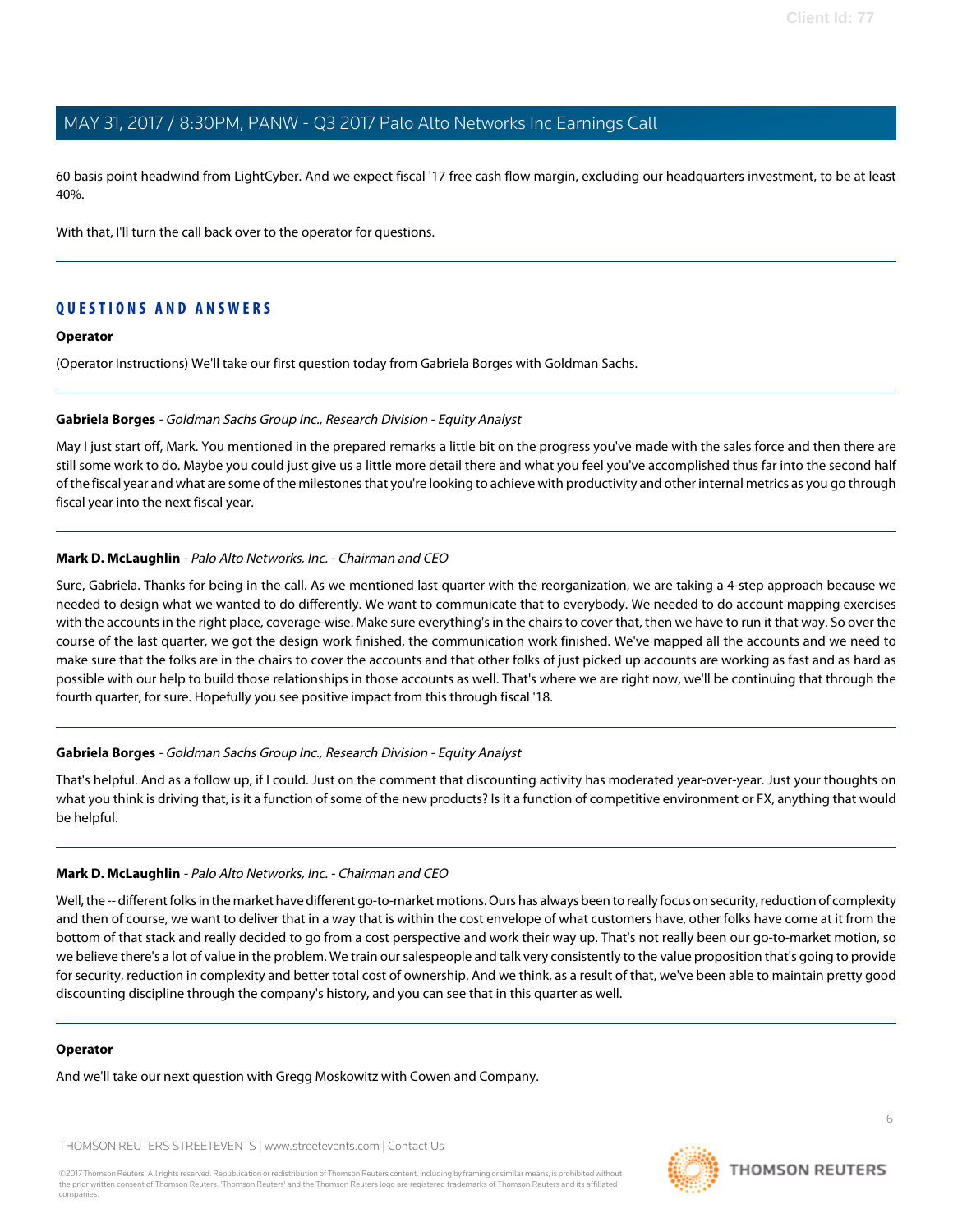60 basis point headwind from LightCyber. And we expect fiscal '17 free cash flow margin, excluding our headquarters investment, to be at least 40%.

With that, I'll turn the call back over to the operator for questions.

## QUESTIONS AND ANSWERS

**Operator**

(Operator Instructions) We'll take our first question today from Gabriela Borges with Goldman Sachs.

**Gabriela Borges** - *Goldman Sachs Group Inc., Research Division - Equity Analyst*

May I just start off, Mark. You mentioned in the prepared remarks a little bit on the progress you've made with the sales force and then there are still some work to do. Maybe you could just give us a little more detail there and what you feel you've accomplished thus far into the second half of the fiscal year and what are some of the milestones that you're looking to achieve with productivity and other internal metrics as you go through fiscal year into the next fiscal year.

**Mark D. McLaughlin** - *Palo Alto Networks, Inc. - Chairman and CEO*

Sure, Gabriela. Thanks for being in the call. As we mentioned last quarter with the reorganization, we are taking a 4-step approach because we needed to design what we wanted to do differently. We want to communicate that to everybody. We needed to do account mapping exercises with the accounts in the right place, coverage-wise. Make sure everything's in the chairs to cover that, then we have to run it that way. So over the course of the last quarter, we got the design work finished, the communication work finished. We've mapped all the accounts and we need to make sure that the folks are in the chairs to cover the accounts and that other folks of just picked up accounts are working as fast and as hard as possible with our help to build those relationships in those accounts as well. That's where we are right now, we'll be continuing that through the fourth quarter, for sure. Hopefully you see positive impact from this through fiscal '18.

**Gabriela Borges** - *Goldman Sachs Group Inc., Research Division - Equity Analyst*

That's helpful. And as a follow up, if I could. Just on the comment that discounting activity has moderated year-over-year. Just your thoughts on what you think is driving that, is it a function of some of the new products? Is it a function of competitive environment or FX, anything that would be helpful.

**Mark D. McLaughlin** - *Palo Alto Networks, Inc. - Chairman and CEO*

Well, the -- different folks in the market have different go-to-market motions. Ours has always been to really focus on security, reduction of complexity and then of course, we want to deliver that in a way that is within the cost envelope of what customers have, other folks have come at it from the bottom of that stack and really decided to go from a cost perspective and work their way up. That's not really been our go-to-market motion, so we believe there's a lot of value in the problem. We train our salespeople and talk very consistently to the value proposition that's going to provide for security, reduction in complexity and better total cost of ownership. And we think, as a result of that, we've been able to maintain pretty good discounting discipline through the company's history, and you can see that in this quarter as well.

**Operator**

And we'll take our next question with Gregg Moskowitz with Cowen and Company.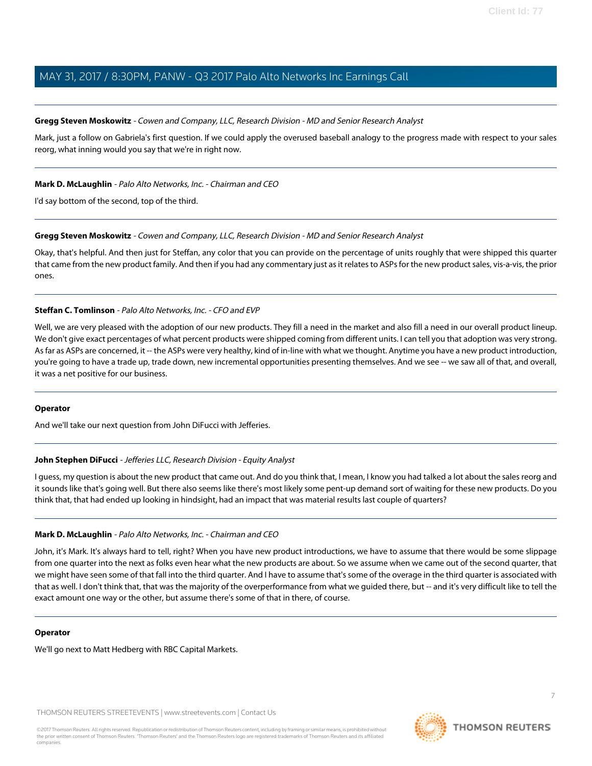**Gregg Steven Moskowitz** - *Cowen and Company, LLC, Research Division - MD and Senior Research Analyst*

Mark, just a follow on Gabriela's first question. If we could apply the overused baseball analogy to the progress made with respect to your sales reorg, what inning would you say that we're in right now.

---

**Mark D. McLaughlin** - *Palo Alto Networks, Inc. - Chairman and CEO*

I'd say bottom of the second, top of the third.

---

**Gregg Steven Moskowitz** - *Cowen and Company, LLC, Research Division - MD and Senior Research Analyst*

Okay, that's helpful. And then just for Steffan, any color that you can provide on the percentage of units roughly that were shipped this quarter that came from the new product family. And then if you had any commentary just as it relates to ASPs for the new product sales, vis-a-vis, the prior ones.

---

**Steffan C. Tomlinson** - *Palo Alto Networks, Inc. - CFO and EVP*

Well, we are very pleased with the adoption of our new products. They fill a need in the market and also fill a need in our overall product lineup. We don't give exact percentages of what percent products were shipped coming from different units. I can tell you that adoption was very strong. As far as ASPs are concerned, it -- the ASPs were very healthy, kind of in-line with what we thought. Anytime you have a new product introduction, you're going to have a trade up, trade down, new incremental opportunities presenting themselves. And we see -- we saw all of that, and overall, it was a net positive for our business.

---

**Operator**

And we'll take our next question from John DiFucci with Jefferies.

---

**John Stephen DiFucci** - *Jefferies LLC, Research Division - Equity Analyst*

I guess, my question is about the new product that came out. And do you think that, I mean, I know you had talked a lot about the sales reorg and it sounds like that's going well. But there also seems like there's most likely some pent-up demand sort of waiting for these new products. Do you think that, that had ended up looking in hindsight, had an impact that was material results last couple of quarters?

---

**Mark D. McLaughlin** - *Palo Alto Networks, Inc. - Chairman and CEO*

John, it's Mark. It's always hard to tell, right? When you have new product introductions, we have to assume that there would be some slippage from one quarter into the next as folks even hear what the new products are about. So we assume when we came out of the second quarter, that we might have seen some of that fall into the third quarter. And I have to assume that's some of the overage in the third quarter is associated with that as well. I don't think that, that was the majority of the overperformance from what we guided there, but -- and it's very difficult like to tell the exact amount one way or the other, but assume there's some of that in there, of course.

---

**Operator**

We'll go next to Matt Hedberg with RBC Capital Markets.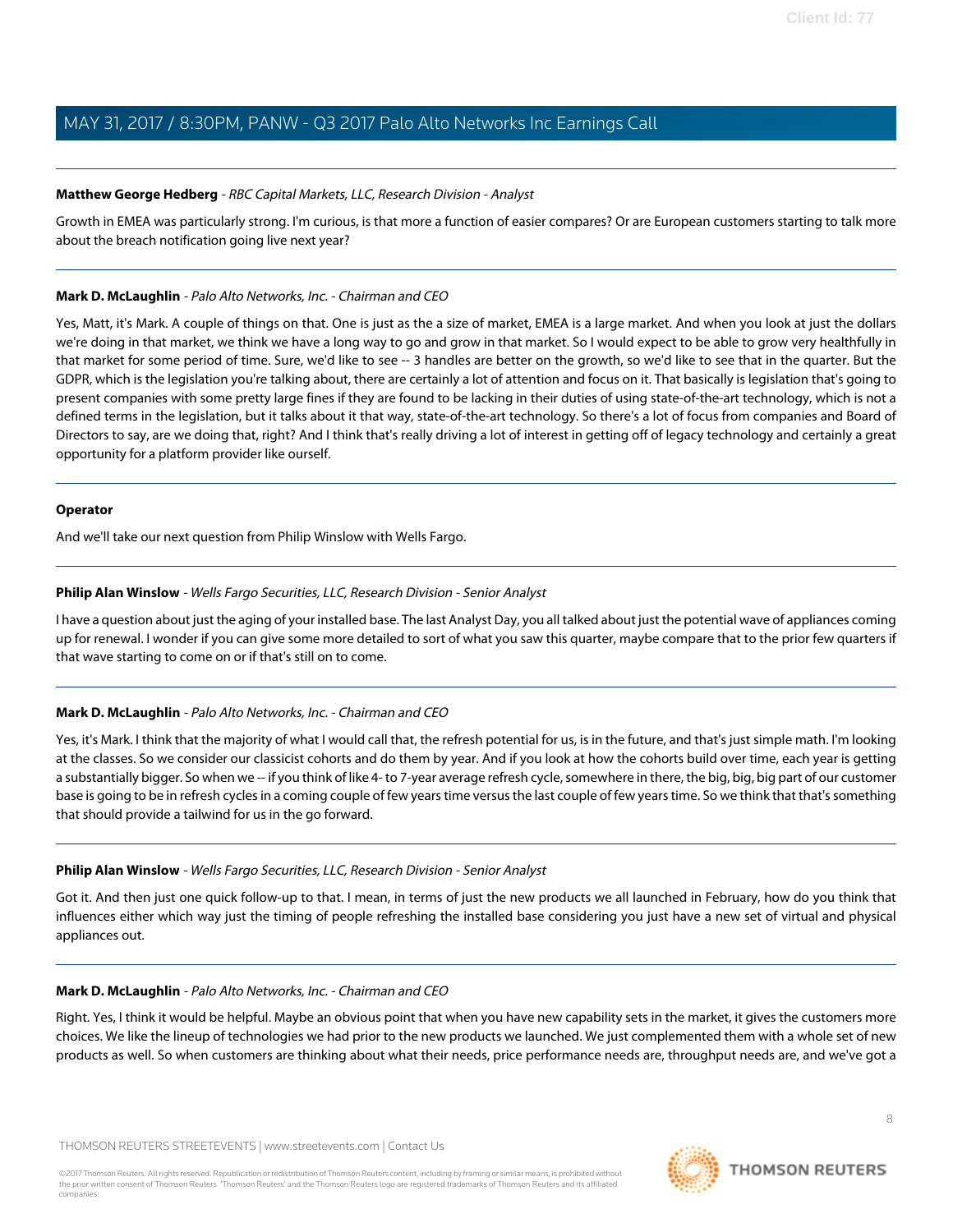**Matthew George Hedberg** - *RBC Capital Markets, LLC, Research Division - Analyst*

Growth in EMEA was particularly strong. I'm curious, is that more a function of easier compares? Or are European customers starting to talk more about the breach notification going live next year?

---

**Mark D. McLaughlin** - *Palo Alto Networks, Inc. - Chairman and CEO*

Yes, Matt, it's Mark. A couple of things on that. One is just as the a size of market, EMEA is a large market. And when you look at just the dollars we're doing in that market, we think we have a long way to go and grow in that market. So I would expect to be able to grow very healthfully in that market for some period of time. Sure, we'd like to see -- 3 handles are better on the growth, so we'd like to see that in the quarter. But the GDPR, which is the legislation you're talking about, there are certainly a lot of attention and focus on it. That basically is legislation that's going to present companies with some pretty large fines if they are found to be lacking in their duties of using state-of-the-art technology, which is not a defined terms in the legislation, but it talks about it that way, state-of-the-art technology. So there's a lot of focus from companies and Board of Directors to say, are we doing that, right? And I think that's really driving a lot of interest in getting off of legacy technology and certainly a great opportunity for a platform provider like ourself.

---

**Operator**

And we'll take our next question from Philip Winslow with Wells Fargo.

---

**Philip Alan Winslow** - *Wells Fargo Securities, LLC, Research Division - Senior Analyst*

I have a question about just the aging of your installed base. The last Analyst Day, you all talked about just the potential wave of appliances coming up for renewal. I wonder if you can give some more detailed to sort of what you saw this quarter, maybe compare that to the prior few quarters if that wave starting to come on or if that's still on to come.

---

**Mark D. McLaughlin** - *Palo Alto Networks, Inc. - Chairman and CEO*

Yes, it's Mark. I think that the majority of what I would call that, the refresh potential for us, is in the future, and that's just simple math. I'm looking at the classes. So we consider our classicist cohorts and do them by year. And if you look at how the cohorts build over time, each year is getting a substantially bigger. So when we -- if you think of like 4- to 7-year average refresh cycle, somewhere in there, the big, big, big part of our customer base is going to be in refresh cycles in a coming couple of few years time versus the last couple of few years time. So we think that that's something that should provide a tailwind for us in the go forward.

---

**Philip Alan Winslow** - *Wells Fargo Securities, LLC, Research Division - Senior Analyst*

Got it. And then just one quick follow-up to that. I mean, in terms of just the new products we all launched in February, how do you think that influences either which way just the timing of people refreshing the installed base considering you just have a new set of virtual and physical appliances out.

---

**Mark D. McLaughlin** - *Palo Alto Networks, Inc. - Chairman and CEO*

Right. Yes, I think it would be helpful. Maybe an obvious point that when you have new capability sets in the market, it gives the customers more choices. We like the lineup of technologies we had prior to the new products we launched. We just complemented them with a whole set of new products as well. So when customers are thinking about what their needs, price performance needs are, throughput needs are, and we've got a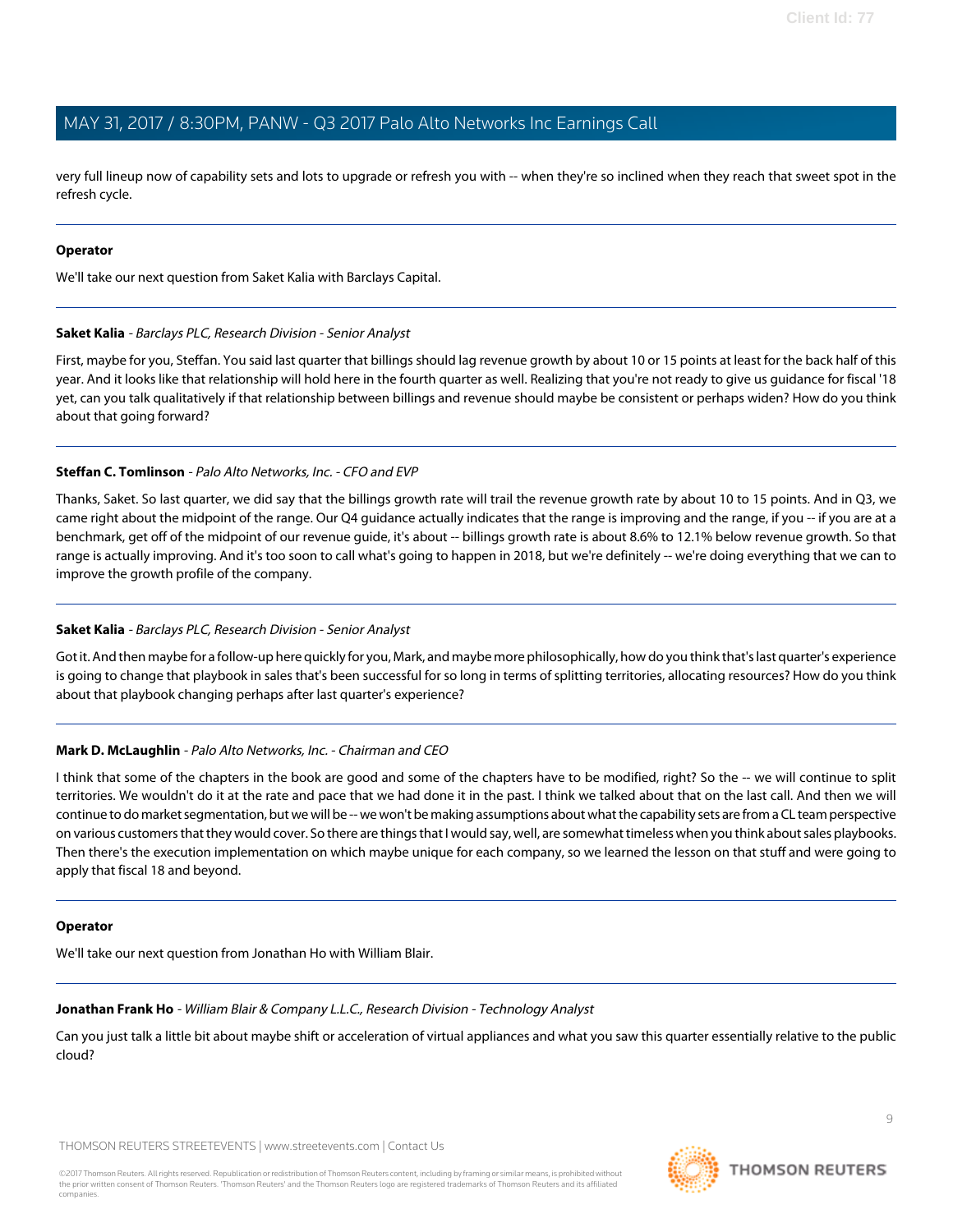very full lineup now of capability sets and lots to upgrade or refresh you with -- when they're so inclined when they reach that sweet spot in the refresh cycle.

---

**Operator**

We'll take our next question from Saket Kalia with Barclays Capital.

---

**Saket Kalia** - *Barclays PLC, Research Division - Senior Analyst*

First, maybe for you, Steffan. You said last quarter that billings should lag revenue growth by about 10 or 15 points at least for the back half of this year. And it looks like that relationship will hold here in the fourth quarter as well. Realizing that you're not ready to give us guidance for fiscal '18 yet, can you talk qualitatively if that relationship between billings and revenue should maybe be consistent or perhaps widen? How do you think about that going forward?

---

**Steffan C. Tomlinson** - *Palo Alto Networks, Inc. - CFO and EVP*

Thanks, Saket. So last quarter, we did say that the billings growth rate will trail the revenue growth rate by about 10 to 15 points. And in Q3, we came right about the midpoint of the range. Our Q4 guidance actually indicates that the range is improving and the range, if you -- if you are at a benchmark, get off of the midpoint of our revenue guide, it's about -- billings growth rate is about 8.6% to 12.1% below revenue growth. So that range is actually improving. And it's too soon to call what's going to happen in 2018, but we're definitely -- we're doing everything that we can to improve the growth profile of the company.

---

**Saket Kalia** - *Barclays PLC, Research Division - Senior Analyst*

Got it. And then maybe for a follow-up here quickly for you, Mark, and maybe more philosophically, how do you think that's last quarter's experience is going to change that playbook in sales that's been successful for so long in terms of splitting territories, allocating resources? How do you think about that playbook changing perhaps after last quarter's experience?

---

**Mark D. McLaughlin** - *Palo Alto Networks, Inc. - Chairman and CEO*

I think that some of the chapters in the book are good and some of the chapters have to be modified, right? So the -- we will continue to split territories. We wouldn't do it at the rate and pace that we had done it in the past. I think we talked about that on the last call. And then we will continue to do market segmentation, but we will be -- we won't be making assumptions about what the capability sets are from a CL team perspective on various customers that they would cover. So there are things that I would say, well, are somewhat timeless when you think about sales playbooks. Then there's the execution implementation on which maybe unique for each company, so we learned the lesson on that stuff and were going to apply that fiscal 18 and beyond.

---

**Operator**

We'll take our next question from Jonathan Ho with William Blair.

---

**Jonathan Frank Ho** - *William Blair & Company L.L.C., Research Division - Technology Analyst*

Can you just talk a little bit about maybe shift or acceleration of virtual appliances and what you saw this quarter essentially relative to the public cloud?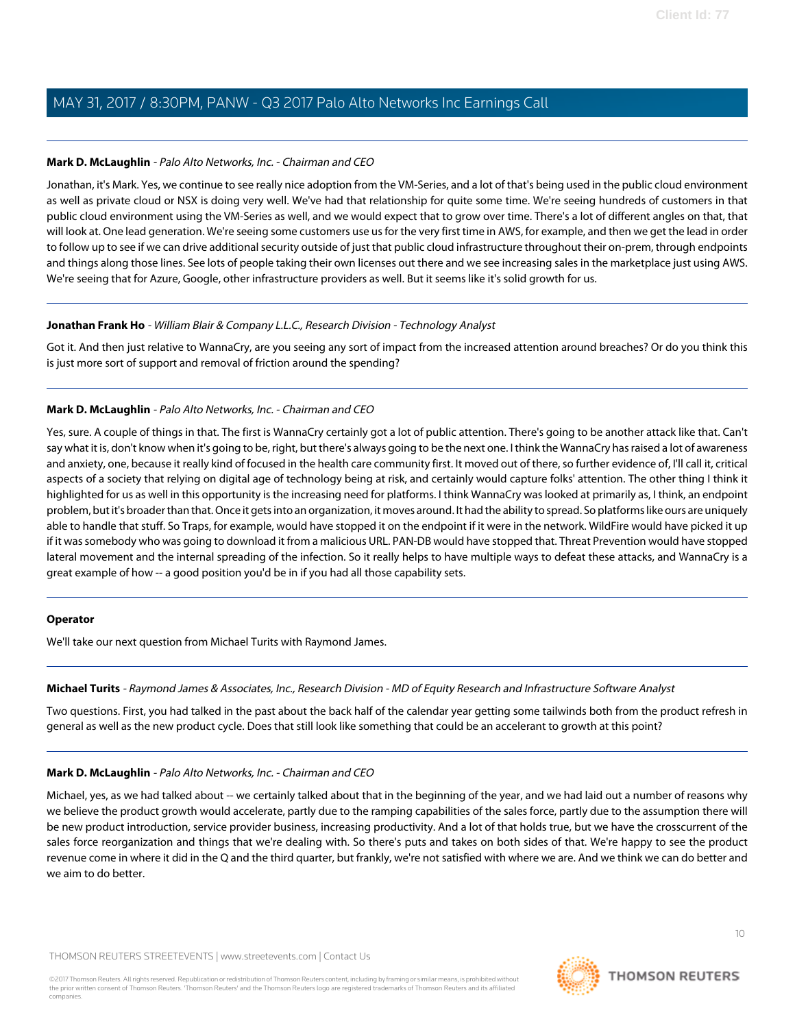**Mark D. McLaughlin** - *Palo Alto Networks, Inc. - Chairman and CEO*

Jonathan, it's Mark. Yes, we continue to see really nice adoption from the VM-Series, and a lot of that's being used in the public cloud environment as well as private cloud or NSX is doing very well. We've had that relationship for quite some time. We're seeing hundreds of customers in that public cloud environment using the VM-Series as well, and we would expect that to grow over time. There's a lot of different angles on that, that will look at. One lead generation. We're seeing some customers use us for the very first time in AWS, for example, and then we get the lead in order to follow up to see if we can drive additional security outside of just that public cloud infrastructure throughout their on-prem, through endpoints and things along those lines. See lots of people taking their own licenses out there and we see increasing sales in the marketplace just using AWS. We're seeing that for Azure, Google, other infrastructure providers as well. But it seems like it's solid growth for us.

---

**Jonathan Frank Ho** - *William Blair & Company L.L.C., Research Division - Technology Analyst*

Got it. And then just relative to WannaCry, are you seeing any sort of impact from the increased attention around breaches? Or do you think this is just more sort of support and removal of friction around the spending?

---

**Mark D. McLaughlin** - *Palo Alto Networks, Inc. - Chairman and CEO*

Yes, sure. A couple of things in that. The first is WannaCry certainly got a lot of public attention. There's going to be another attack like that. Can't say what it is, don't know when it's going to be, right, but there's always going to be the next one. I think the WannaCry has raised a lot of awareness and anxiety, one, because it really kind of focused in the health care community first. It moved out of there, so further evidence of, I'll call it, critical aspects of a society that relying on digital age of technology being at risk, and certainly would capture folks' attention. The other thing I think it highlighted for us as well in this opportunity is the increasing need for platforms. I think WannaCry was looked at primarily as, I think, an endpoint problem, but it's broader than that. Once it gets into an organization, it moves around. It had the ability to spread. So platforms like ours are uniquely able to handle that stuff. So Traps, for example, would have stopped it on the endpoint if it were in the network. WildFire would have picked it up if it was somebody who was going to download it from a malicious URL. PAN-DB would have stopped that. Threat Prevention would have stopped lateral movement and the internal spreading of the infection. So it really helps to have multiple ways to defeat these attacks, and WannaCry is a great example of how -- a good position you'd be in if you had all those capability sets.

---

**Operator**

We'll take our next question from Michael Turits with Raymond James.

---

**Michael Turits** - *Raymond James & Associates, Inc., Research Division - MD of Equity Research and Infrastructure Software Analyst*

Two questions. First, you had talked in the past about the back half of the calendar year getting some tailwinds both from the product refresh in general as well as the new product cycle. Does that still look like something that could be an accelerant to growth at this point?

---

**Mark D. McLaughlin** - *Palo Alto Networks, Inc. - Chairman and CEO*

Michael, yes, as we had talked about -- we certainly talked about that in the beginning of the year, and we had laid out a number of reasons why we believe the product growth would accelerate, partly due to the ramping capabilities of the sales force, partly due to the assumption there will be new product introduction, service provider business, increasing productivity. And a lot of that holds true, but we have the crosscurrent of the sales force reorganization and things that we're dealing with. So there's puts and takes on both sides of that. We're happy to see the product revenue come in where it did in the Q and the third quarter, but frankly, we're not satisfied with where we are. And we think we can do better and we aim to do better.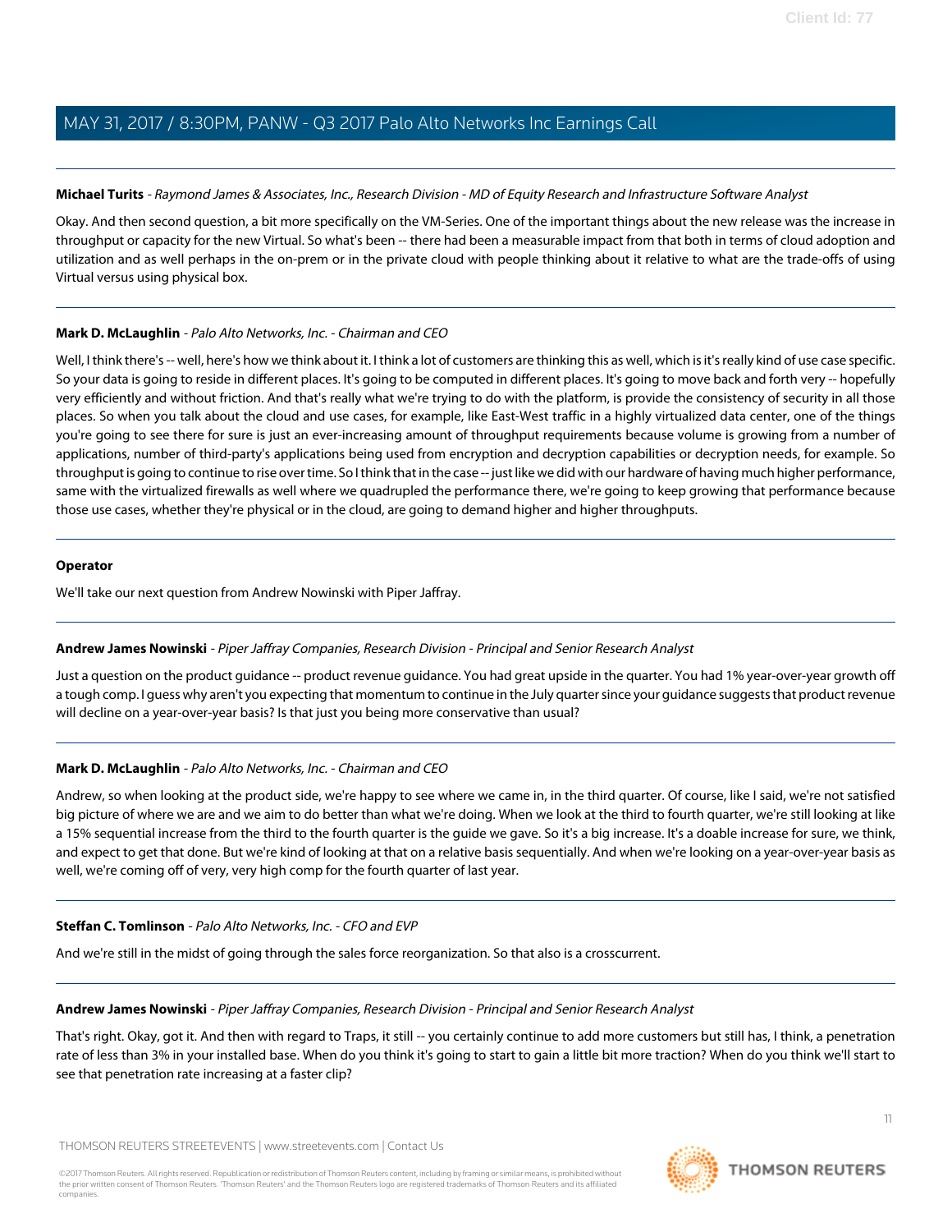**Michael Turits** - *Raymond James & Associates, Inc., Research Division - MD of Equity Research and Infrastructure Software Analyst*

Okay. And then second question, a bit more specifically on the VM-Series. One of the important things about the new release was the increase in throughput or capacity for the new Virtual. So what's been -- there had been a measurable impact from that both in terms of cloud adoption and utilization and as well perhaps in the on-prem or in the private cloud with people thinking about it relative to what are the trade-offs of using Virtual versus using physical box.

---

**Mark D. McLaughlin** - *Palo Alto Networks, Inc. - Chairman and CEO*

Well, I think there's -- well, here's how we think about it. I think a lot of customers are thinking this as well, which is it's really kind of use case specific. So your data is going to reside in different places. It's going to be computed in different places. It's going to move back and forth very -- hopefully very efficiently and without friction. And that's really what we're trying to do with the platform, is provide the consistency of security in all those places. So when you talk about the cloud and use cases, for example, like East-West traffic in a highly virtualized data center, one of the things you're going to see there for sure is just an ever-increasing amount of throughput requirements because volume is growing from a number of applications, number of third-party's applications being used from encryption and decryption capabilities or decryption needs, for example. So throughput is going to continue to rise over time. So I think that in the case -- just like we did with our hardware of having much higher performance, same with the virtualized firewalls as well where we quadrupled the performance there, we're going to keep growing that performance because those use cases, whether they're physical or in the cloud, are going to demand higher and higher throughputs.

---

**Operator**

We'll take our next question from Andrew Nowinski with Piper Jaffray.

---

**Andrew James Nowinski** - *Piper Jaffray Companies, Research Division - Principal and Senior Research Analyst*

Just a question on the product guidance -- product revenue guidance. You had great upside in the quarter. You had 1% year-over-year growth off a tough comp. I guess why aren't you expecting that momentum to continue in the July quarter since your guidance suggests that product revenue will decline on a year-over-year basis? Is that just you being more conservative than usual?

---

**Mark D. McLaughlin** - *Palo Alto Networks, Inc. - Chairman and CEO*

Andrew, so when looking at the product side, we're happy to see where we came in, in the third quarter. Of course, like I said, we're not satisfied big picture of where we are and we aim to do better than what we're doing. When we look at the third to fourth quarter, we're still looking at like a 15% sequential increase from the third to the fourth quarter is the guide we gave. So it's a big increase. It's a doable increase for sure, we think, and expect to get that done. But we're kind of looking at that on a relative basis sequentially. And when we're looking on a year-over-year basis as well, we're coming off of very, very high comp for the fourth quarter of last year.

---

**Steffan C. Tomlinson** - *Palo Alto Networks, Inc. - CFO and EVP*

And we're still in the midst of going through the sales force reorganization. So that also is a crosscurrent.

---

**Andrew James Nowinski** - *Piper Jaffray Companies, Research Division - Principal and Senior Research Analyst*

That's right. Okay, got it. And then with regard to Traps, it still -- you certainly continue to add more customers but still has, I think, a penetration rate of less than 3% in your installed base. When do you think it's going to start to gain a little bit more traction? When do you think we'll start to see that penetration rate increasing at a faster clip?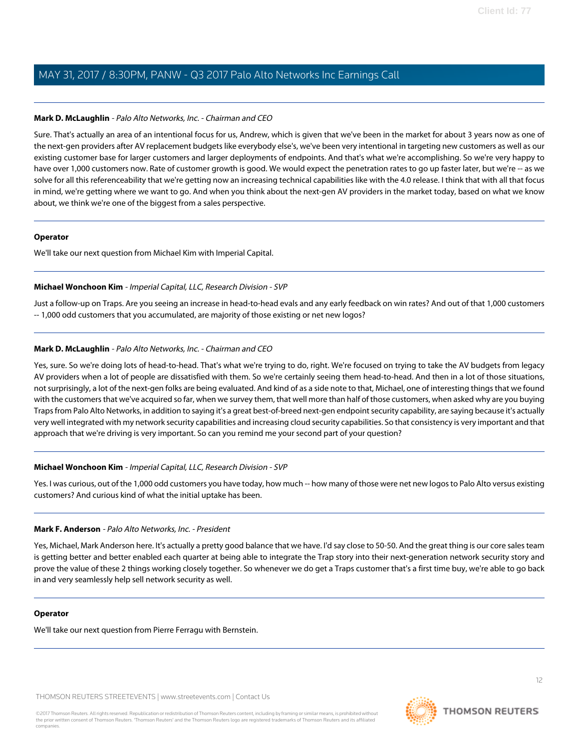**Mark D. McLaughlin** - *Palo Alto Networks, Inc. - Chairman and CEO*

Sure. That's actually an area of an intentional focus for us, Andrew, which is given that we've been in the market for about 3 years now as one of the next-gen providers after AV replacement budgets like everybody else's, we've been very intentional in targeting new customers as well as our existing customer base for larger customers and larger deployments of endpoints. And that's what we're accomplishing. So we're very happy to have over 1,000 customers now. Rate of customer growth is good. We would expect the penetration rates to go up faster later, but we're -- as we solve for all this referenceability that we're getting now an increasing technical capabilities like with the 4.0 release. I think that with all that focus in mind, we're getting where we want to go. And when you think about the next-gen AV providers in the market today, based on what we know about, we think we're one of the biggest from a sales perspective.

---

**Operator**

We'll take our next question from Michael Kim with Imperial Capital.

---

**Michael Wonchoon Kim** - *Imperial Capital, LLC, Research Division - SVP*

Just a follow-up on Traps. Are you seeing an increase in head-to-head evals and any early feedback on win rates? And out of that 1,000 customers -- 1,000 odd customers that you accumulated, are majority of those existing or net new logos?

---

**Mark D. McLaughlin** - *Palo Alto Networks, Inc. - Chairman and CEO*

Yes, sure. So we're doing lots of head-to-head. That's what we're trying to do, right. We're focused on trying to take the AV budgets from legacy AV providers when a lot of people are dissatisfied with them. So we're certainly seeing them head-to-head. And then in a lot of those situations, not surprisingly, a lot of the next-gen folks are being evaluated. And kind of as a side note to that, Michael, one of interesting things that we found with the customers that we've acquired so far, when we survey them, that well more than half of those customers, when asked why are you buying Traps from Palo Alto Networks, in addition to saying it's a great best-of-breed next-gen endpoint security capability, are saying because it's actually very well integrated with my network security capabilities and increasing cloud security capabilities. So that consistency is very important and that approach that we're driving is very important. So can you remind me your second part of your question?

---

**Michael Wonchoon Kim** - *Imperial Capital, LLC, Research Division - SVP*

Yes. I was curious, out of the 1,000 odd customers you have today, how much -- how many of those were net new logos to Palo Alto versus existing customers? And curious kind of what the initial uptake has been.

---

**Mark F. Anderson** - *Palo Alto Networks, Inc. - President*

Yes, Michael, Mark Anderson here. It's actually a pretty good balance that we have. I'd say close to 50-50. And the great thing is our core sales team is getting better and better enabled each quarter at being able to integrate the Trap story into their next-generation network security story and prove the value of these 2 things working closely together. So whenever we do get a Traps customer that's a first time buy, we're able to go back in and very seamlessly help sell network security as well.

---

**Operator**

We'll take our next question from Pierre Ferragu with Bernstein.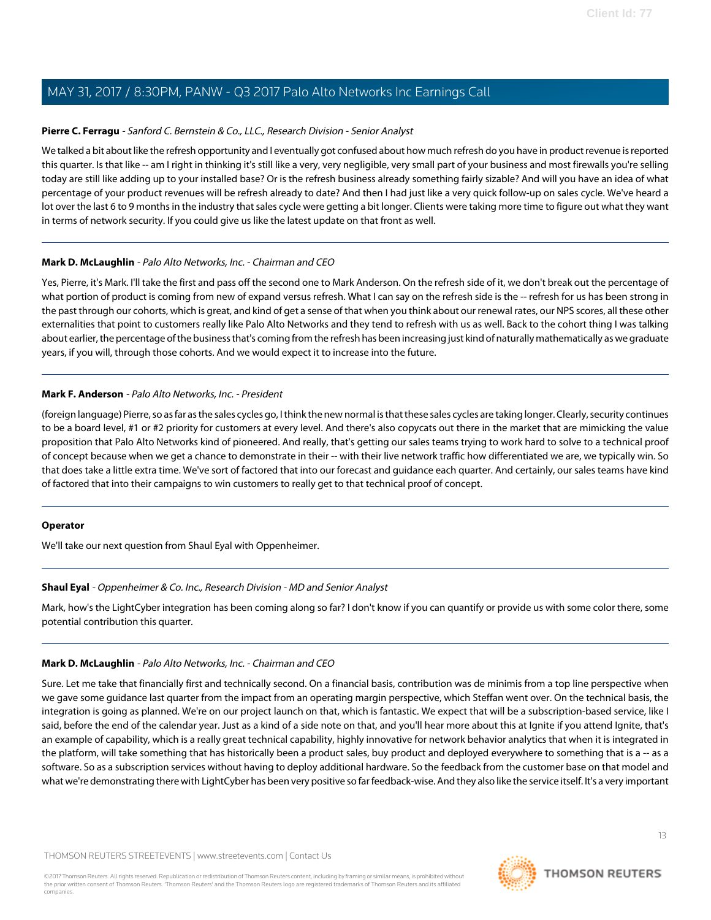**Pierre C. Ferragu** - *Sanford C. Bernstein & Co., LLC., Research Division - Senior Analyst*

We talked a bit about like the refresh opportunity and I eventually got confused about how much refresh do you have in product revenue is reported this quarter. Is that like -- am I right in thinking it's still like a very, very negligible, very small part of your business and most firewalls you're selling today are still like adding up to your installed base? Or is the refresh business already something fairly sizable? And will you have an idea of what percentage of your product revenues will be refresh already to date? And then I had just like a very quick follow-up on sales cycle. We've heard a lot over the last 6 to 9 months in the industry that sales cycle were getting a bit longer. Clients were taking more time to figure out what they want in terms of network security. If you could give us like the latest update on that front as well.

---

**Mark D. McLaughlin** - *Palo Alto Networks, Inc. - Chairman and CEO*

Yes, Pierre, it's Mark. I'll take the first and pass off the second one to Mark Anderson. On the refresh side of it, we don't break out the percentage of what portion of product is coming from new of expand versus refresh. What I can say on the refresh side is the -- refresh for us has been strong in the past through our cohorts, which is great, and kind of get a sense of that when you think about our renewal rates, our NPS scores, all these other externalities that point to customers really like Palo Alto Networks and they tend to refresh with us as well. Back to the cohort thing I was talking about earlier, the percentage of the business that's coming from the refresh has been increasing just kind of naturally mathematically as we graduate years, if you will, through those cohorts. And we would expect it to increase into the future.

---

**Mark F. Anderson** - *Palo Alto Networks, Inc. - President*

(foreign language) Pierre, so as far as the sales cycles go, I think the new normal is that these sales cycles are taking longer. Clearly, security continues to be a board level, #1 or #2 priority for customers at every level. And there's also copycats out there in the market that are mimicking the value proposition that Palo Alto Networks kind of pioneered. And really, that's getting our sales teams trying to work hard to solve to a technical proof of concept because when we get a chance to demonstrate in their -- with their live network traffic how differentiated we are, we typically win. So that does take a little extra time. We've sort of factored that into our forecast and guidance each quarter. And certainly, our sales teams have kind of factored that into their campaigns to win customers to really get to that technical proof of concept.

---

**Operator**

We'll take our next question from Shaul Eyal with Oppenheimer.

---

**Shaul Eyal** - *Oppenheimer & Co. Inc., Research Division - MD and Senior Analyst*

Mark, how's the LightCyber integration has been coming along so far? I don't know if you can quantify or provide us with some color there, some potential contribution this quarter.

---

**Mark D. McLaughlin** - *Palo Alto Networks, Inc. - Chairman and CEO*

Sure. Let me take that financially first and technically second. On a financial basis, contribution was de minimis from a top line perspective when we gave some guidance last quarter from the impact from an operating margin perspective, which Steffan went over. On the technical basis, the integration is going as planned. We're on our project launch on that, which is fantastic. We expect that will be a subscription-based service, like I said, before the end of the calendar year. Just as a kind of a side note on that, and you'll hear more about this at Ignite if you attend Ignite, that's an example of capability, which is a really great technical capability, highly innovative for network behavior analytics that when it is integrated in the platform, will take something that has historically been a product sales, buy product and deployed everywhere to something that is a -- as a software. So as a subscription services without having to deploy additional hardware. So the feedback from the customer base on that model and what we're demonstrating there with LightCyber has been very positive so far feedback-wise. And they also like the service itself. It's a very important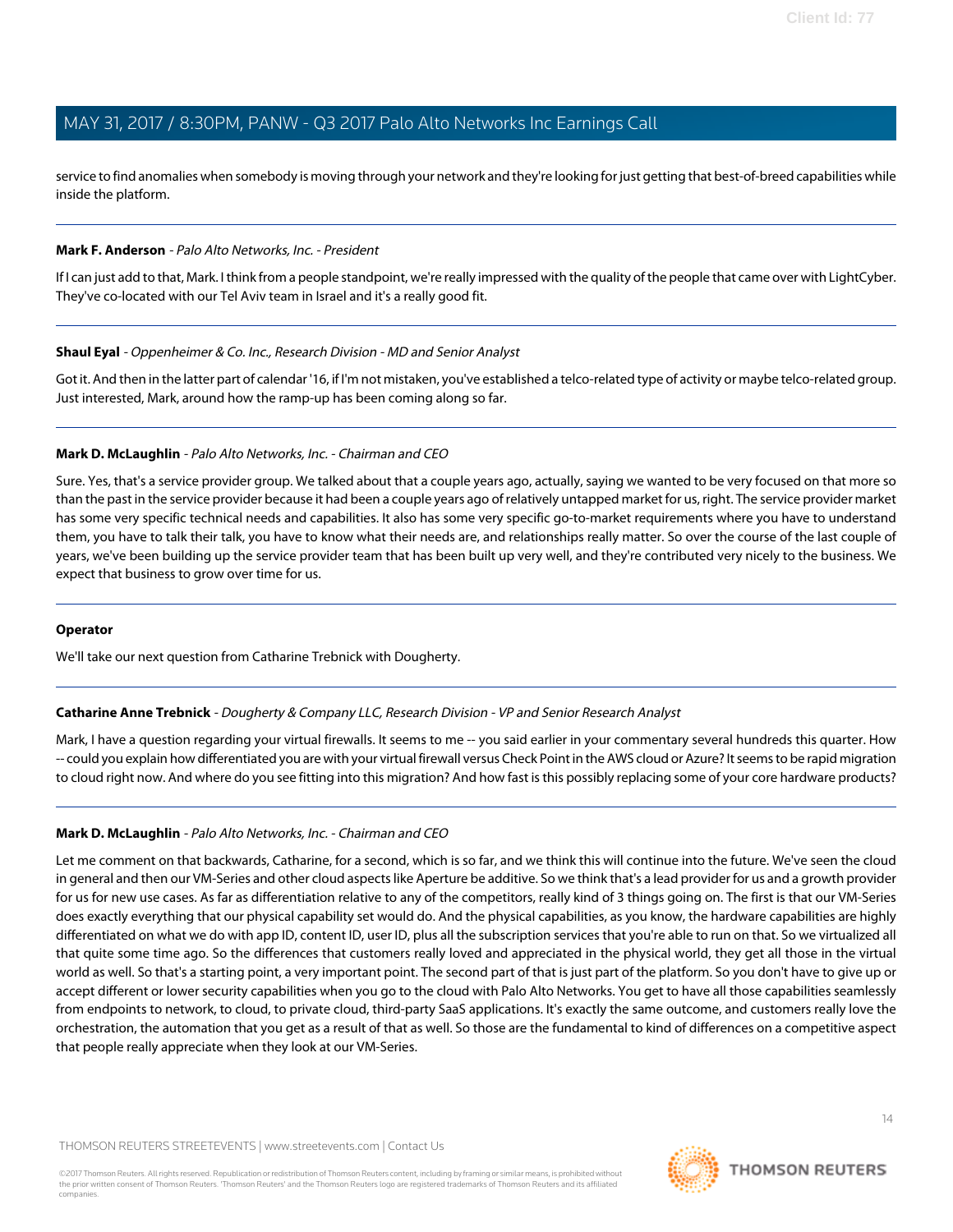service to find anomalies when somebody is moving through your network and they're looking for just getting that best-of-breed capabilities while inside the platform.

---

**Mark F. Anderson** - *Palo Alto Networks, Inc. - President*

If I can just add to that, Mark. I think from a people standpoint, we're really impressed with the quality of the people that came over with LightCyber. They've co-located with our Tel Aviv team in Israel and it's a really good fit.

---

**Shaul Eyal** - *Oppenheimer & Co. Inc., Research Division - MD and Senior Analyst*

Got it. And then in the latter part of calendar '16, if I'm not mistaken, you've established a telco-related type of activity or maybe telco-related group. Just interested, Mark, around how the ramp-up has been coming along so far.

---

**Mark D. McLaughlin** - *Palo Alto Networks, Inc. - Chairman and CEO*

Sure. Yes, that's a service provider group. We talked about that a couple years ago, actually, saying we wanted to be very focused on that more so than the past in the service provider because it had been a couple years ago of relatively untapped market for us, right. The service provider market has some very specific technical needs and capabilities. It also has some very specific go-to-market requirements where you have to understand them, you have to talk their talk, you have to know what their needs are, and relationships really matter. So over the course of the last couple of years, we've been building up the service provider team that has been built up very well, and they're contributed very nicely to the business. We expect that business to grow over time for us.

---

**Operator**

We'll take our next question from Catharine Trebnick with Dougherty.

---

**Catharine Anne Trebnick** - *Dougherty & Company LLC, Research Division - VP and Senior Research Analyst*

Mark, I have a question regarding your virtual firewalls. It seems to me -- you said earlier in your commentary several hundreds this quarter. How -- could you explain how differentiated you are with your virtual firewall versus Check Point in the AWS cloud or Azure? It seems to be rapid migration to cloud right now. And where do you see fitting into this migration? And how fast is this possibly replacing some of your core hardware products?

---

**Mark D. McLaughlin** - *Palo Alto Networks, Inc. - Chairman and CEO*

Let me comment on that backwards, Catharine, for a second, which is so far, and we think this will continue into the future. We've seen the cloud in general and then our VM-Series and other cloud aspects like Aperture be additive. So we think that's a lead provider for us and a growth provider for us for new use cases. As far as differentiation relative to any of the competitors, really kind of 3 things going on. The first is that our VM-Series does exactly everything that our physical capability set would do. And the physical capabilities, as you know, the hardware capabilities are highly differentiated on what we do with app ID, content ID, user ID, plus all the subscription services that you're able to run on that. So we virtualized all that quite some time ago. So the differences that customers really loved and appreciated in the physical world, they get all those in the virtual world as well. So that's a starting point, a very important point. The second part of that is just part of the platform. So you don't have to give up or accept different or lower security capabilities when you go to the cloud with Palo Alto Networks. You get to have all those capabilities seamlessly from endpoints to network, to cloud, to private cloud, third-party SaaS applications. It's exactly the same outcome, and customers really love the orchestration, the automation that you get as a result of that as well. So those are the fundamental to kind of differences on a competitive aspect that people really appreciate when they look at our VM-Series.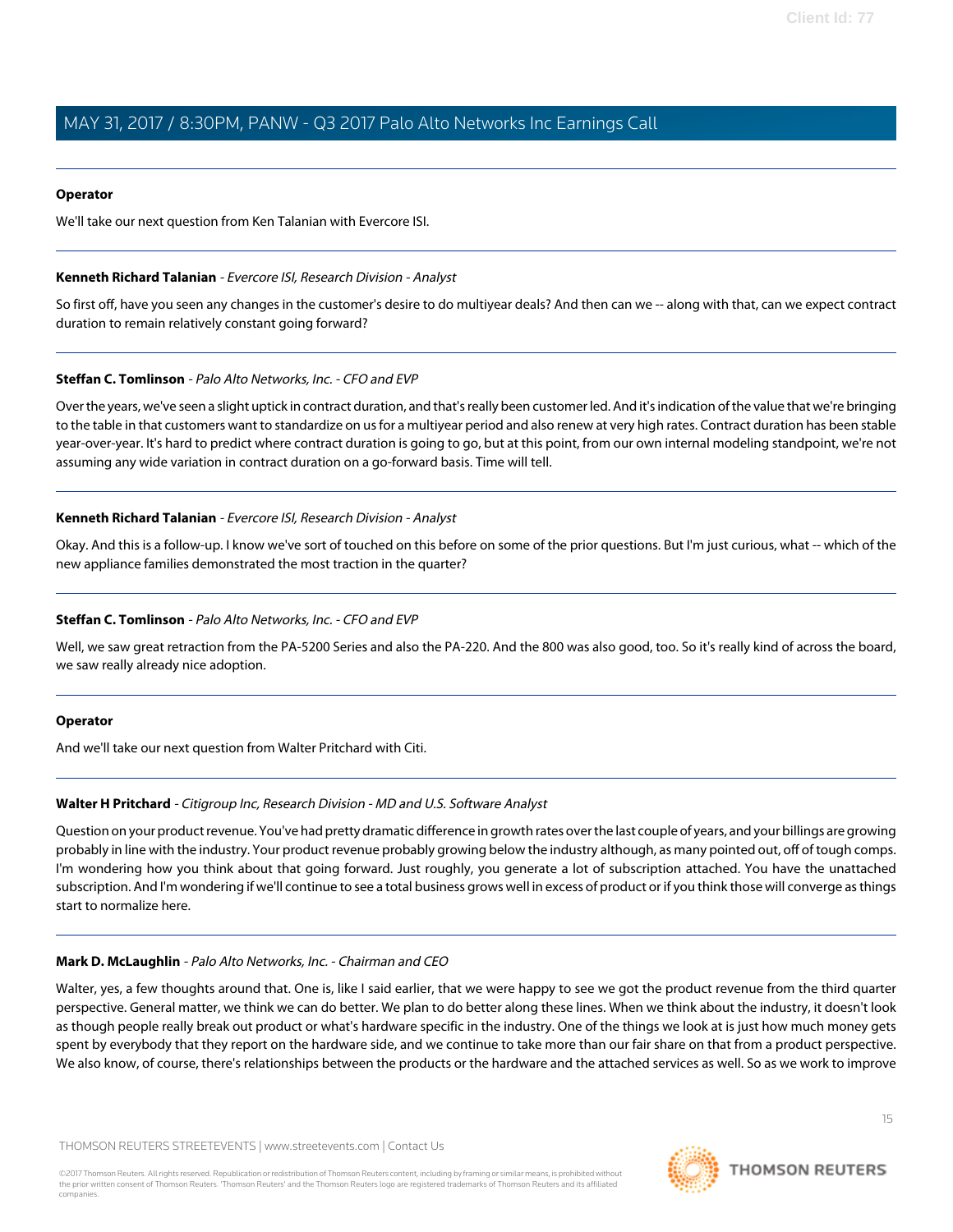**Operator**

We'll take our next question from Ken Talanian with Evercore ISI.

---

**Kenneth Richard Talanian** - *Evercore ISI, Research Division - Analyst*

So first off, have you seen any changes in the customer's desire to do multiyear deals? And then can we -- along with that, can we expect contract duration to remain relatively constant going forward?

---

**Steffan C. Tomlinson** - *Palo Alto Networks, Inc. - CFO and EVP*

Over the years, we've seen a slight uptick in contract duration, and that's really been customer led. And it's indication of the value that we're bringing to the table in that customers want to standardize on us for a multiyear period and also renew at very high rates. Contract duration has been stable year-over-year. It's hard to predict where contract duration is going to go, but at this point, from our own internal modeling standpoint, we're not assuming any wide variation in contract duration on a go-forward basis. Time will tell.

---

**Kenneth Richard Talanian** - *Evercore ISI, Research Division - Analyst*

Okay. And this is a follow-up. I know we've sort of touched on this before on some of the prior questions. But I'm just curious, what -- which of the new appliance families demonstrated the most traction in the quarter?

---

**Steffan C. Tomlinson** - *Palo Alto Networks, Inc. - CFO and EVP*

Well, we saw great retraction from the PA-5200 Series and also the PA-220. And the 800 was also good, too. So it's really kind of across the board, we saw really already nice adoption.

---

**Operator**

And we'll take our next question from Walter Pritchard with Citi.

---

**Walter H Pritchard** - *Citigroup Inc, Research Division - MD and U.S. Software Analyst*

Question on your product revenue. You've had pretty dramatic difference in growth rates over the last couple of years, and your billings are growing probably in line with the industry. Your product revenue probably growing below the industry although, as many pointed out, off of tough comps. I'm wondering how you think about that going forward. Just roughly, you generate a lot of subscription attached. You have the unattached subscription. And I'm wondering if we'll continue to see a total business grows well in excess of product or if you think those will converge as things start to normalize here.

---

**Mark D. McLaughlin** - *Palo Alto Networks, Inc. - Chairman and CEO*

Walter, yes, a few thoughts around that. One is, like I said earlier, that we were happy to see we got the product revenue from the third quarter perspective. General matter, we think we can do better. We plan to do better along these lines. When we think about the industry, it doesn't look as though people really break out product or what's hardware specific in the industry. One of the things we look at is just how much money gets spent by everybody that they report on the hardware side, and we continue to take more than our fair share on that from a product perspective. We also know, of course, there's relationships between the products or the hardware and the attached services as well. So as we work to improve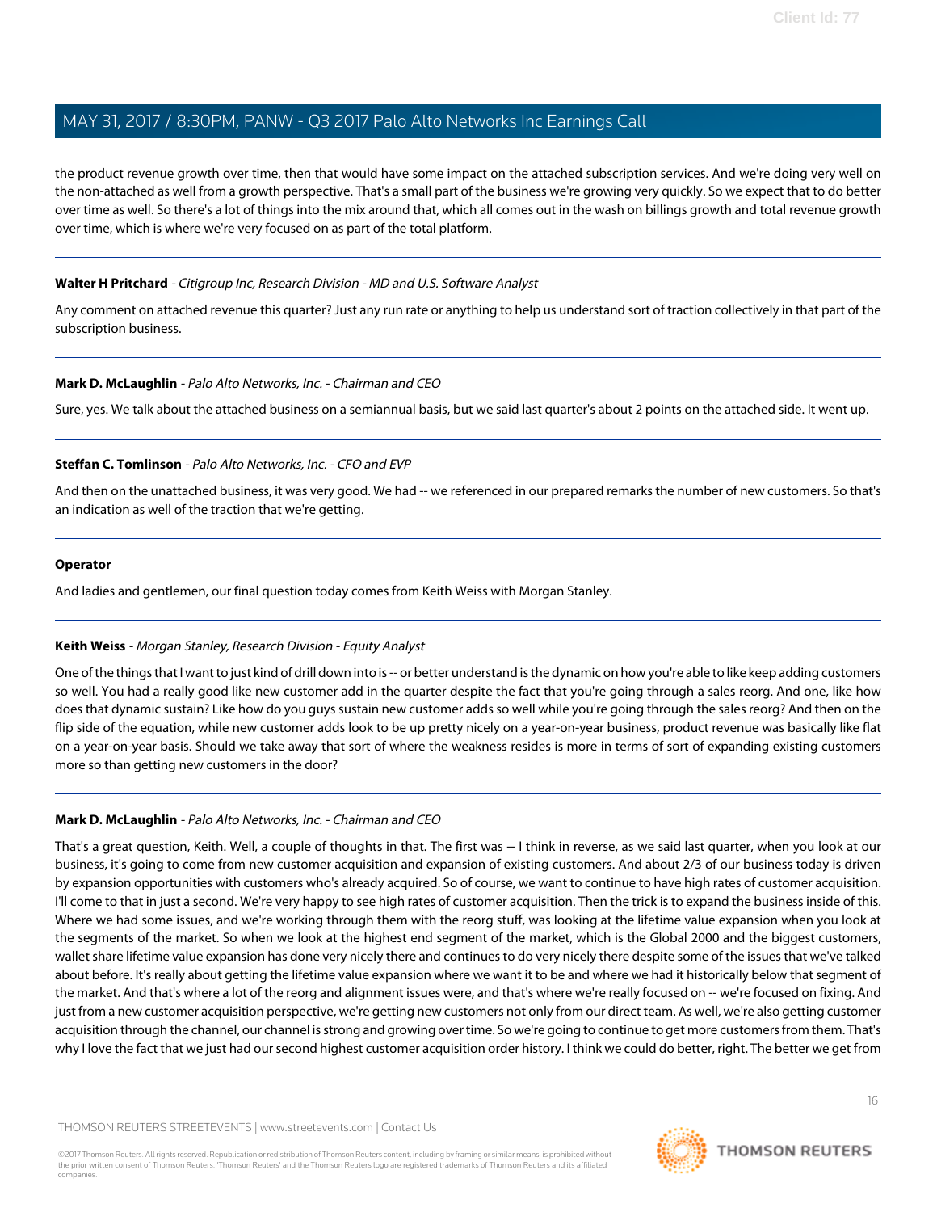the product revenue growth over time, then that would have some impact on the attached subscription services. And we're doing very well on the non-attached as well from a growth perspective. That's a small part of the business we're growing very quickly. So we expect that to do better over time as well. So there's a lot of things into the mix around that, which all comes out in the wash on billings growth and total revenue growth over time, which is where we're very focused on as part of the total platform.

---

**Walter H Pritchard** - *Citigroup Inc, Research Division - MD and U.S. Software Analyst*

Any comment on attached revenue this quarter? Just any run rate or anything to help us understand sort of traction collectively in that part of the subscription business.

---

**Mark D. McLaughlin** - *Palo Alto Networks, Inc. - Chairman and CEO*

Sure, yes. We talk about the attached business on a semiannual basis, but we said last quarter's about 2 points on the attached side. It went up.

---

**Steffan C. Tomlinson** - *Palo Alto Networks, Inc. - CFO and EVP*

And then on the unattached business, it was very good. We had -- we referenced in our prepared remarks the number of new customers. So that's an indication as well of the traction that we're getting.

---

**Operator**

And ladies and gentlemen, our final question today comes from Keith Weiss with Morgan Stanley.

---

**Keith Weiss** - *Morgan Stanley, Research Division - Equity Analyst*

One of the things that I want to just kind of drill down into is -- or better understand is the dynamic on how you're able to like keep adding customers so well. You had a really good like new customer add in the quarter despite the fact that you're going through a sales reorg. And one, like how does that dynamic sustain? Like how do you guys sustain new customer adds so well while you're going through the sales reorg? And then on the flip side of the equation, while new customer adds look to be up pretty nicely on a year-on-year business, product revenue was basically like flat on a year-on-year basis. Should we take away that sort of where the weakness resides is more in terms of sort of expanding existing customers more so than getting new customers in the door?

---

**Mark D. McLaughlin** - *Palo Alto Networks, Inc. - Chairman and CEO*

That's a great question, Keith. Well, a couple of thoughts in that. The first was -- I think in reverse, as we said last quarter, when you look at our business, it's going to come from new customer acquisition and expansion of existing customers. And about 2/3 of our business today is driven by expansion opportunities with customers who's already acquired. So of course, we want to continue to have high rates of customer acquisition. I'll come to that in just a second. We're very happy to see high rates of customer acquisition. Then the trick is to expand the business inside of this. Where we had some issues, and we're working through them with the reorg stuff, was looking at the lifetime value expansion when you look at the segments of the market. So when we look at the highest end segment of the market, which is the Global 2000 and the biggest customers, wallet share lifetime value expansion has done very nicely there and continues to do very nicely there despite some of the issues that we've talked about before. It's really about getting the lifetime value expansion where we want it to be and where we had it historically below that segment of the market. And that's where a lot of the reorg and alignment issues were, and that's where we're really focused on -- we're focused on fixing. And just from a new customer acquisition perspective, we're getting new customers not only from our direct team. As well, we're also getting customer acquisition through the channel, our channel is strong and growing over time. So we're going to continue to get more customers from them. That's why I love the fact that we just had our second highest customer acquisition order history. I think we could do better, right. The better we get from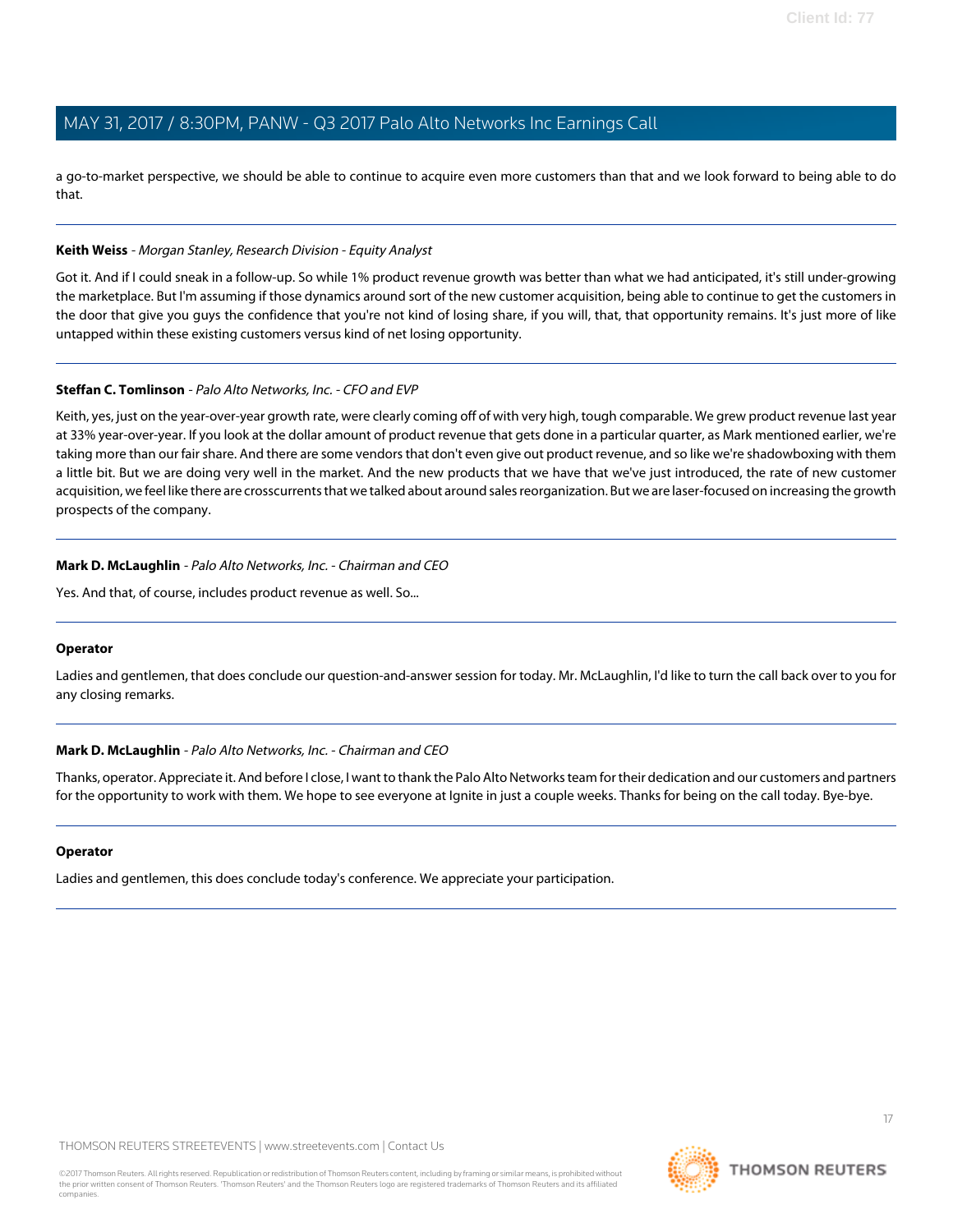a go-to-market perspective, we should be able to continue to acquire even more customers than that and we look forward to being able to do that.

---

**Keith Weiss** - *Morgan Stanley, Research Division - Equity Analyst*

Got it. And if I could sneak in a follow-up. So while 1% product revenue growth was better than what we had anticipated, it's still under-growing the marketplace. But I'm assuming if those dynamics around sort of the new customer acquisition, being able to continue to get the customers in the door that give you guys the confidence that you're not kind of losing share, if you will, that, that opportunity remains. It's just more of like untapped within these existing customers versus kind of net losing opportunity.

---

**Steffan C. Tomlinson** - *Palo Alto Networks, Inc. - CFO and EVP*

Keith, yes, just on the year-over-year growth rate, were clearly coming off of with very high, tough comparable. We grew product revenue last year at 33% year-over-year. If you look at the dollar amount of product revenue that gets done in a particular quarter, as Mark mentioned earlier, we're taking more than our fair share. And there are some vendors that don't even give out product revenue, and so like we're shadowboxing with them a little bit. But we are doing very well in the market. And the new products that we have that we've just introduced, the rate of new customer acquisition, we feel like there are crosscurrents that we talked about around sales reorganization. But we are laser-focused on increasing the growth prospects of the company.

---

**Mark D. McLaughlin** - *Palo Alto Networks, Inc. - Chairman and CEO*

Yes. And that, of course, includes product revenue as well. So...

---

**Operator**

Ladies and gentlemen, that does conclude our question-and-answer session for today. Mr. McLaughlin, I'd like to turn the call back over to you for any closing remarks.

---

**Mark D. McLaughlin** - *Palo Alto Networks, Inc. - Chairman and CEO*

Thanks, operator. Appreciate it. And before I close, I want to thank the Palo Alto Networks team for their dedication and our customers and partners for the opportunity to work with them. We hope to see everyone at Ignite in just a couple weeks. Thanks for being on the call today. Bye-bye.

---

**Operator**

Ladies and gentlemen, this does conclude today's conference. We appreciate your participation.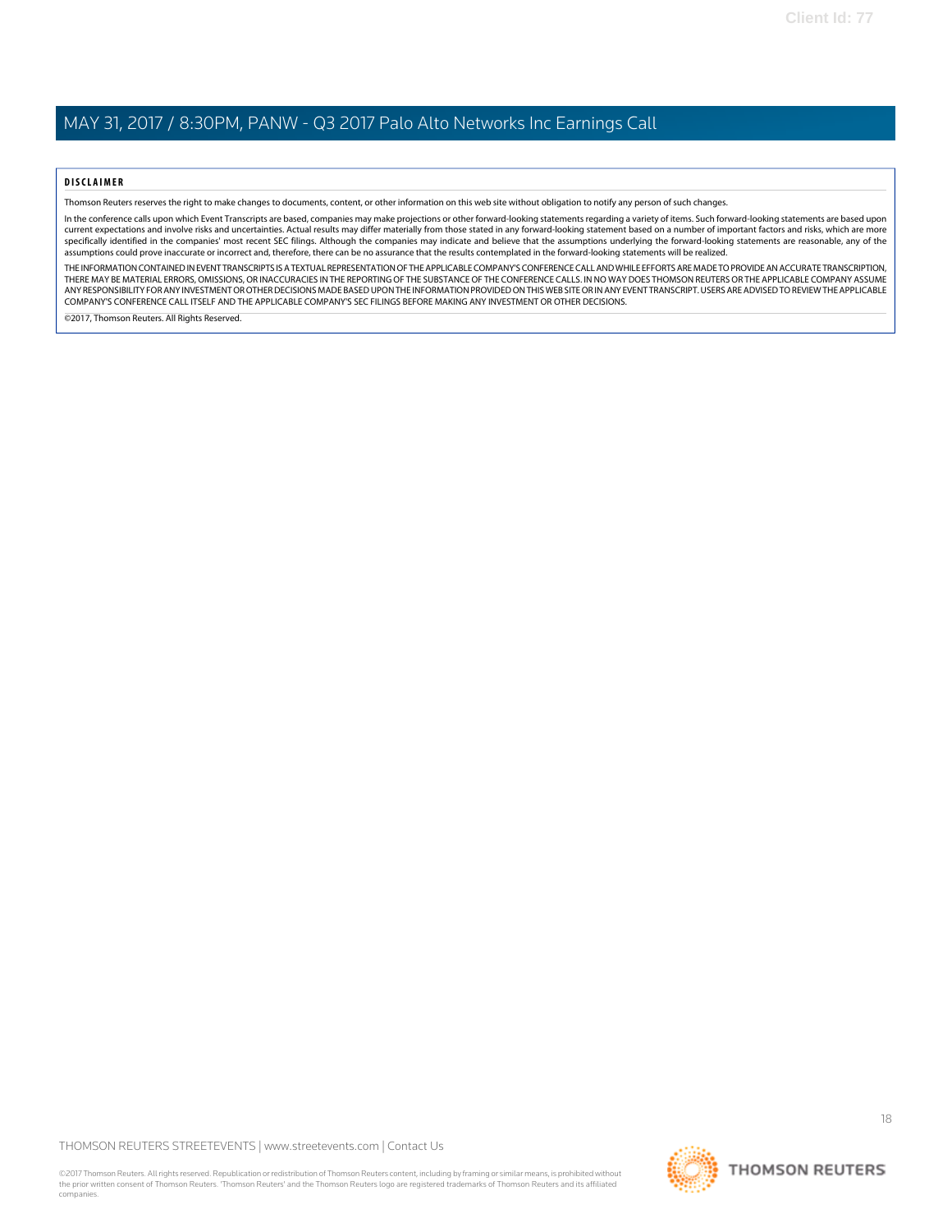## DISCLAIMER

Thomson Reuters reserves the right to make changes to documents, content, or other information on this web site without obligation to notify any person of such changes.

In the conference calls upon which Event Transcripts are based, companies may make projections or other forward-looking statements regarding a variety of items. Such forward-looking statements are based upon current expectations and involve risks and uncertainties. Actual results may differ materially from those stated in any forward-looking statement based on a number of important factors and risks, which are more specifically identified in the companies' most recent SEC filings. Although the companies may indicate and believe that the assumptions underlying the forward-looking statements are reasonable, any of the assumptions could prove inaccurate or incorrect and, therefore, there can be no assurance that the results contemplated in the forward-looking statements will be realized.

THE INFORMATION CONTAINED IN EVENT TRANSCRIPTS IS A TEXTUAL REPRESENTATION OF THE APPLICABLE COMPANY'S CONFERENCE CALL AND WHILE EFFORTS ARE MADE TO PROVIDE AN ACCURATE TRANSCRIPTION, THERE MAY BE MATERIAL ERRORS, OMISSIONS, OR INACCURACIES IN THE REPORTING OF THE SUBSTANCE OF THE CONFERENCE CALLS. IN NO WAY DOES THOMSON REUTERS OR THE APPLICABLE COMPANY ASSUME ANY RESPONSIBILITY FOR ANY INVESTMENT OR OTHER DECISIONS MADE BASED UPON THE INFORMATION PROVIDED ON THIS WEB SITE OR IN ANY EVENT TRANSCRIPT. USERS ARE ADVISED TO REVIEW THE APPLICABLE COMPANY'S CONFERENCE CALL ITSELF AND THE APPLICABLE COMPANY'S SEC FILINGS BEFORE MAKING ANY INVESTMENT OR OTHER DECISIONS.

©2017, Thomson Reuters. All Rights Reserved.